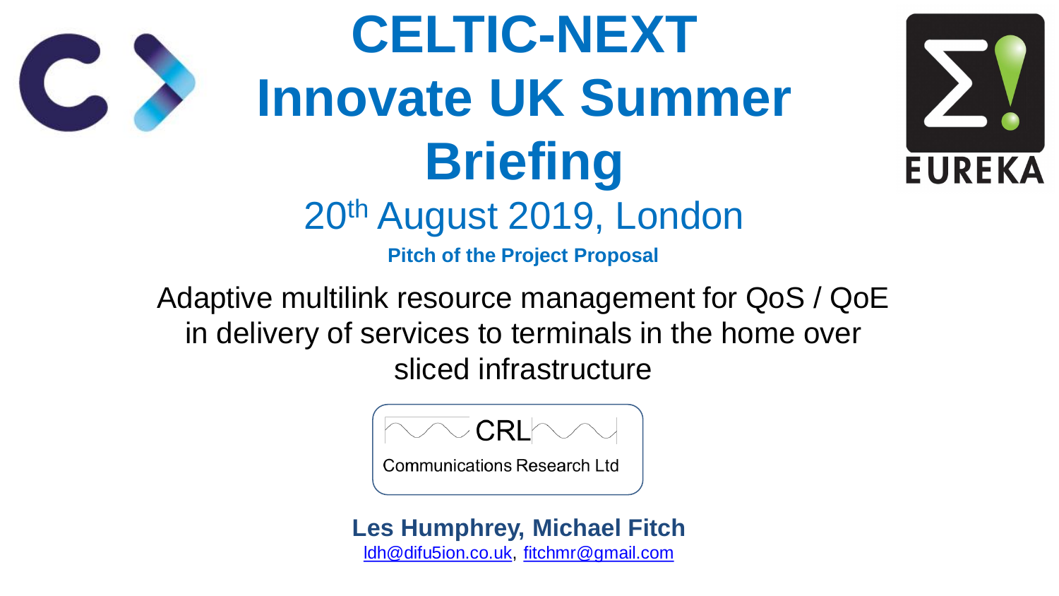# CELTIC-NEXT Innovate UK Summer Briefing

20th August 2019, London

**Pitch of the Project Proposal**

Adaptive multilink resource management for QoS / QoE in delivery of services to terminals in the home over sliced infrastructure

CRL

Communications Research Ltd

**Les Humphrey, Michael Fitch**

ldh@difu5ion.co.uk, fitchmr@gmail.com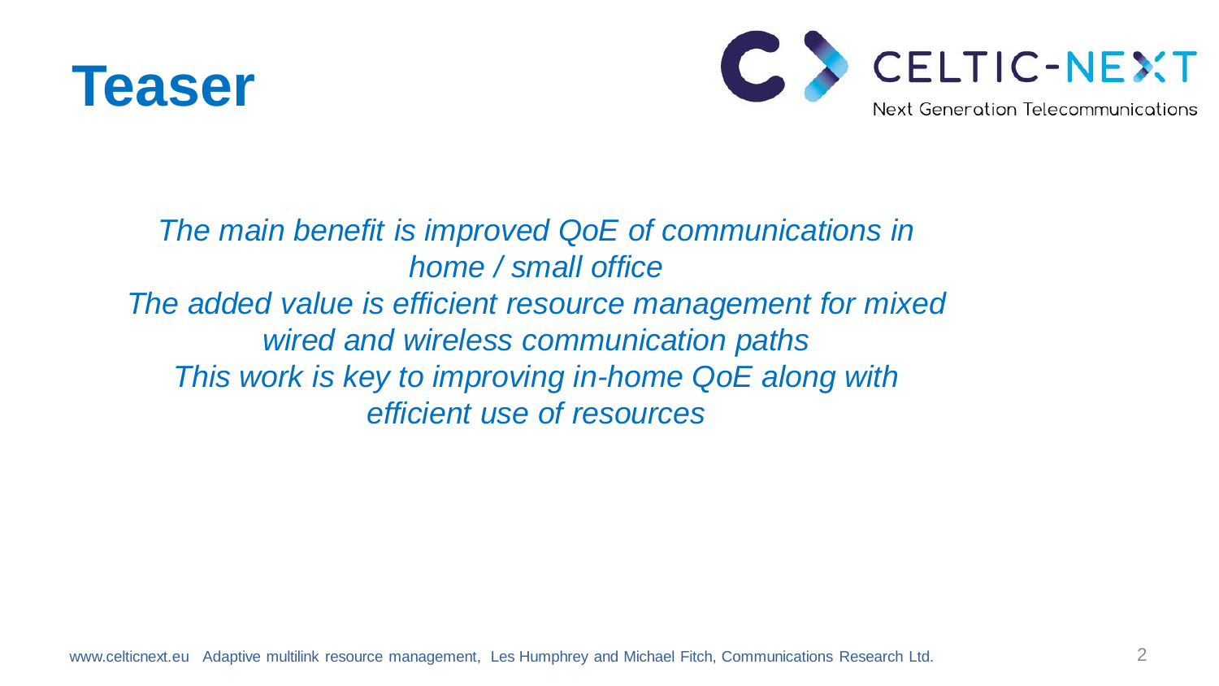# Teaser

*The main benefit is improved QoE of communications in home / small office*

*The added value is efficient resource management for mixed wired and wireless communication paths*

*This work is key to improving in-home QoE along with efficient use of resources*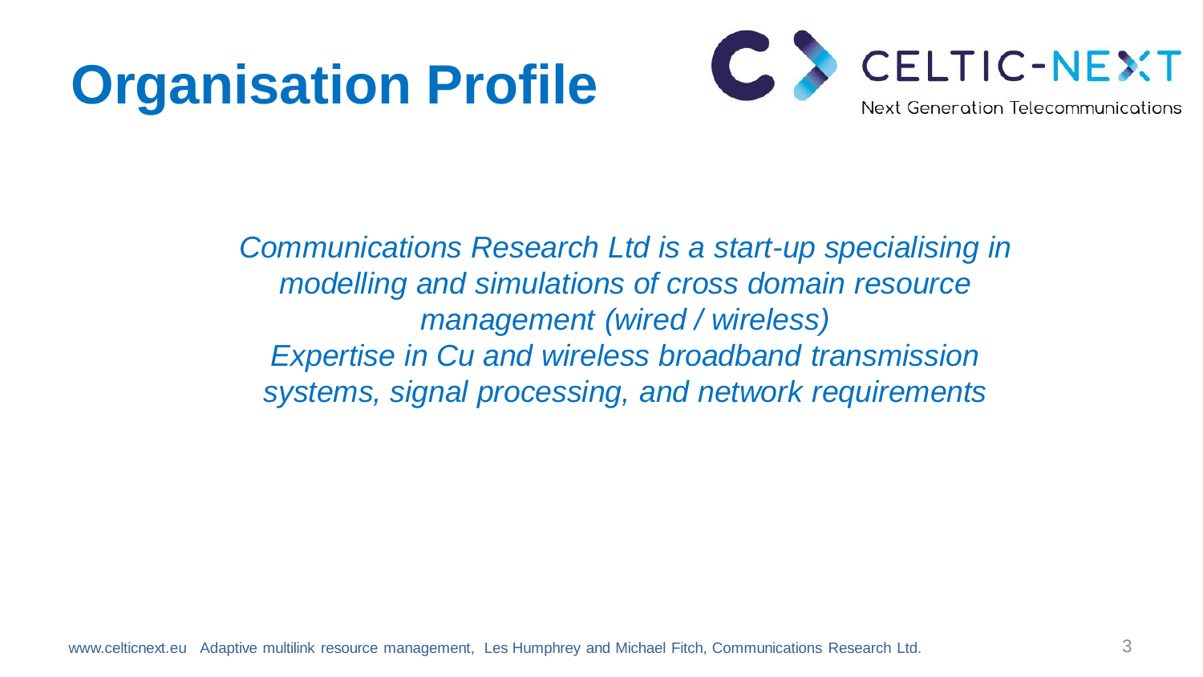# Organisation Profile

*Communications Research Ltd is a start-up specialising in modelling and simulations of cross domain resource management (wired / wireless)*
*Expertise in Cu and wireless broadband transmission systems, signal processing, and network requirements*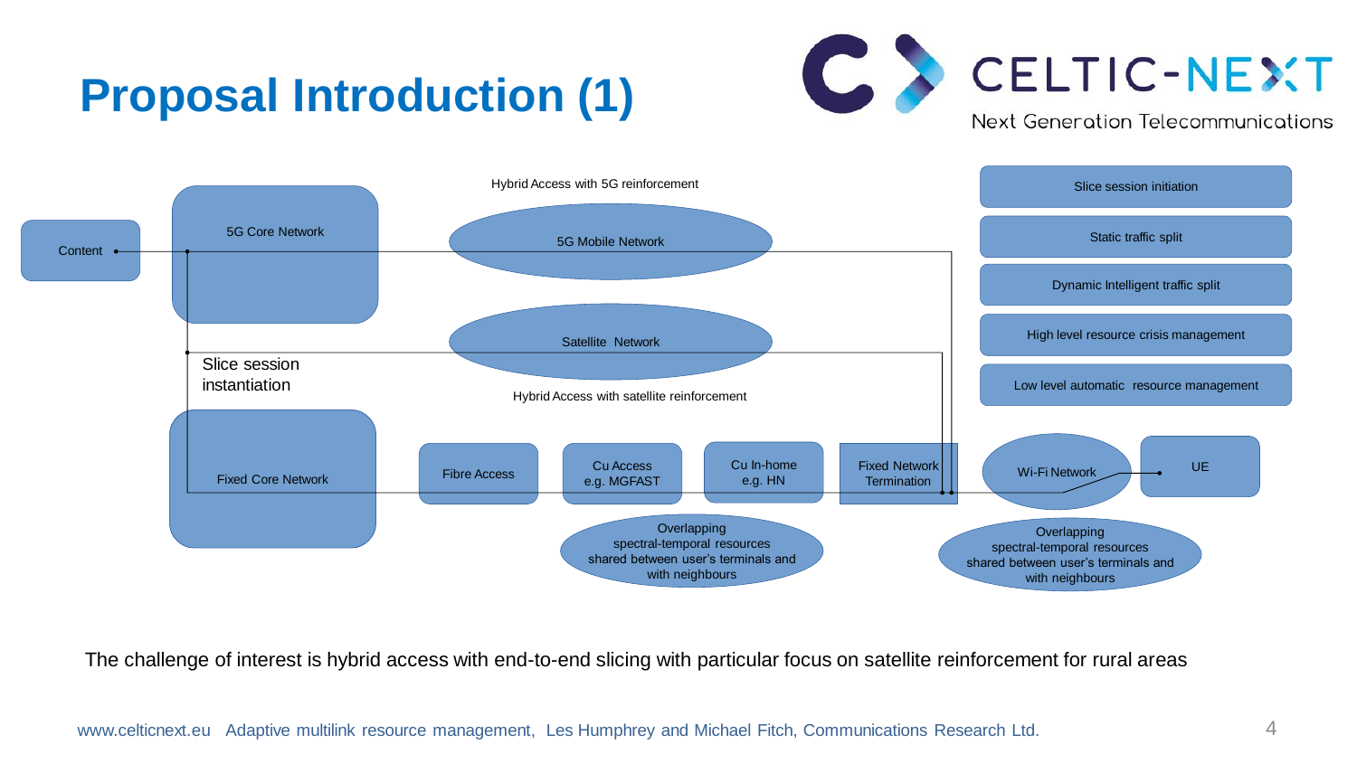# Proposal Introduction (1)

Content

5G Core Network

Hybrid Access with 5G reinforcement

5G Mobile Network

Satellite Network

Slice session instantiation

Hybrid Access with satellite reinforcement

Fixed Core Network

Fibre Access

Cu Access e.g. MGFAST

Cu In-home e.g. HN

Fixed Network Termination

Wi-Fi Network

UE

Overlapping spectral-temporal resources shared between user's terminals and with neighbours

Overlapping spectral-temporal resources shared between user's terminals and with neighbours

- Slice session initiation
- Static traffic split
- Dynamic Intelligent traffic split
- High level resource crisis management
- Low level automatic resource management

The challenge of interest is hybrid access with end-to-end slicing with particular focus on satellite reinforcement for rural areas

www.celticnext.eu Adaptive multilink resource management, Les Humphrey and Michael Fitch, Communications Research Ltd.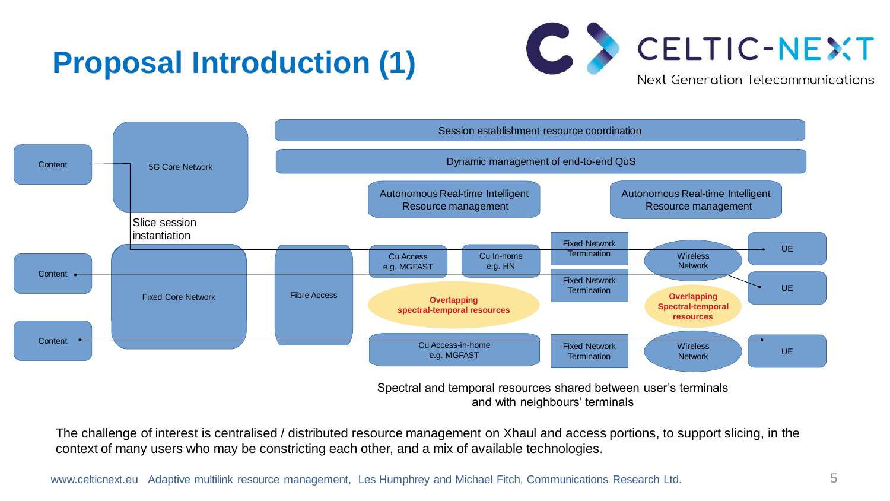# Proposal Introduction (1)

Session establishment resource coordination

Dynamic management of end-to-end QoS

Content

5G Core Network

Slice session instantiation

Autonomous Real-time Intelligent Resource management

Autonomous Real-time Intelligent Resource management

Content

Fixed Core Network

Fibre Access

Cu Access e.g. MGFAST

Cu In-home e.g. HN

Fixed Network Termination

Wireless Network

UE

Fixed Network Termination

UE

Overlapping spectral-temporal resources

Overlapping Spectral-temporal resources

Content

Cu Access-in-home e.g. MGFAST

Fixed Network Termination

Wireless Network

UE

Spectral and temporal resources shared between user's terminals and with neighbours' terminals

The challenge of interest is centralised / distributed resource management on Xhaul and access portions, to support slicing, in the context of many users who may be constricting each other, and a mix of available technologies.

www.celticnext.eu Adaptive multilink resource management, Les Humphrey and Michael Fitch, Communications Research Ltd.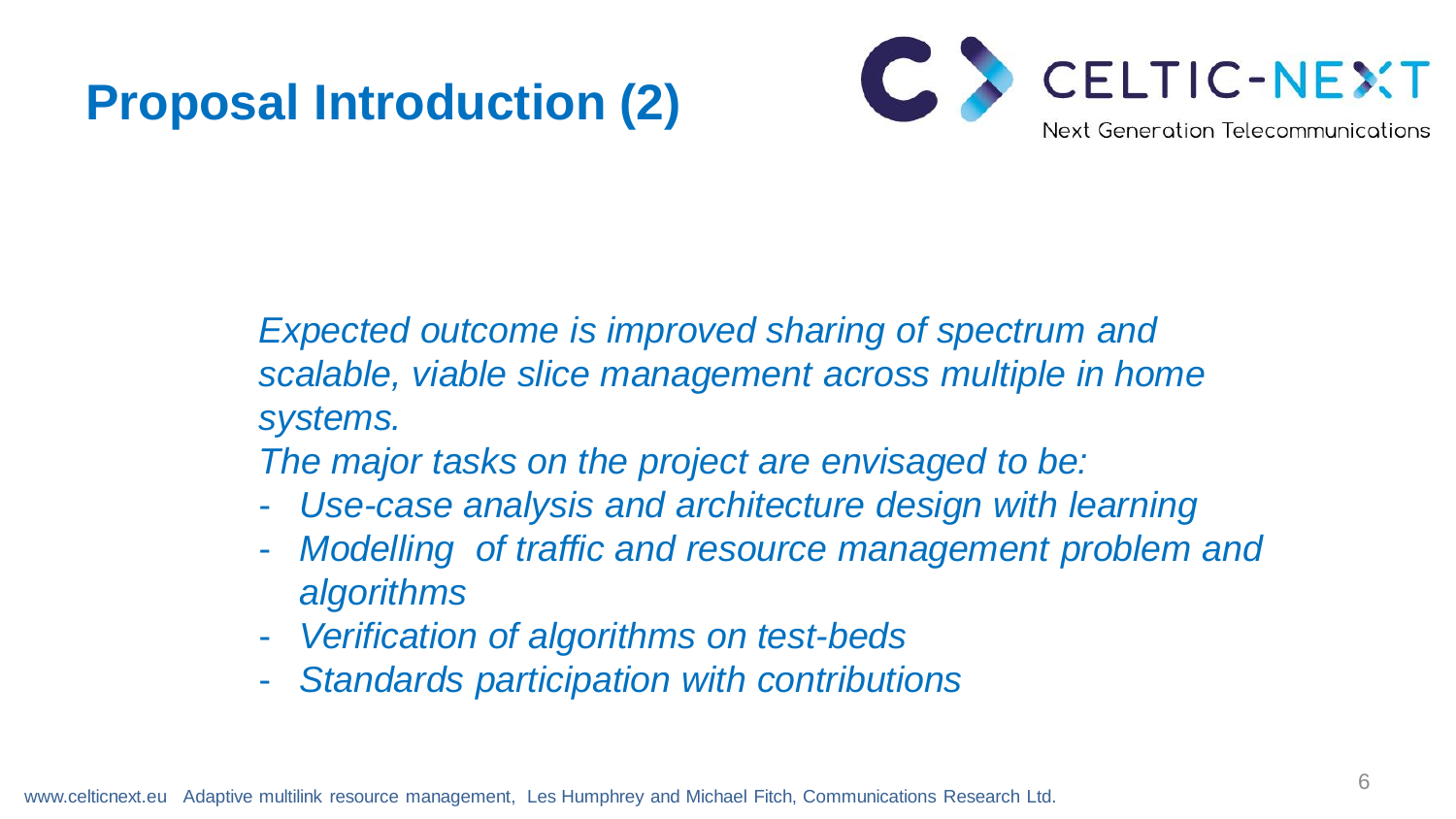# Proposal Introduction (2)

*Expected outcome is improved sharing of spectrum and scalable, viable slice management across multiple in home systems.*

*The major tasks on the project are envisaged to be:*

- *Use-case analysis and architecture design with learning*
- *Modelling of traffic and resource management problem and algorithms*
- *Verification of algorithms on test-beds*
- *Standards participation with contributions*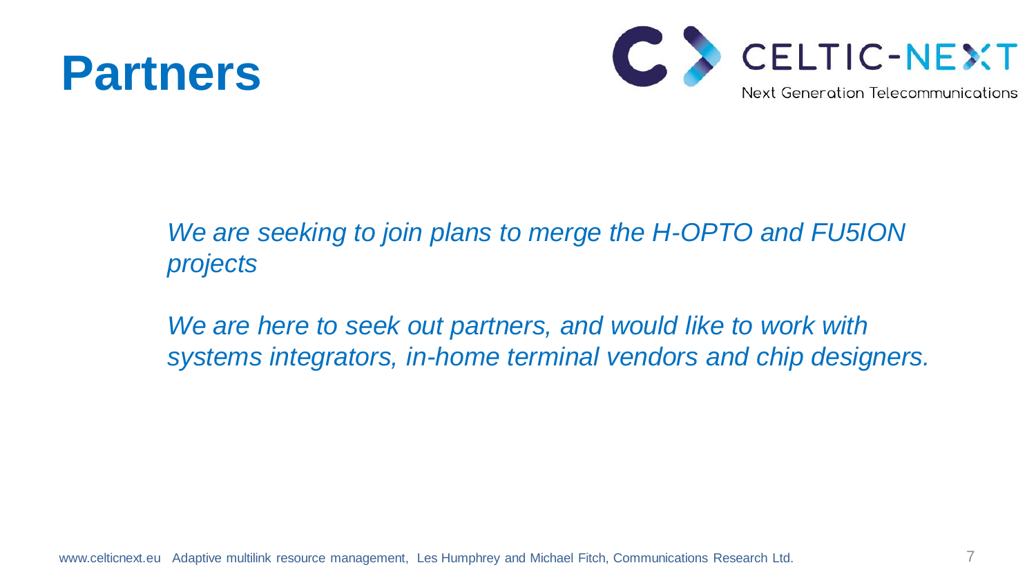# Partners

*We are seeking to join plans to merge the H-OPTO and FU5ION projects*

*We are here to seek out partners, and would like to work with systems integrators, in-home terminal vendors and chip designers.*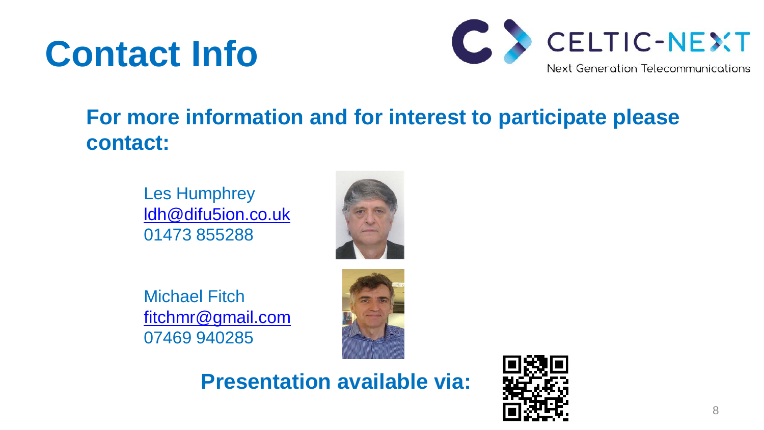# Contact Info

CELTIC-NEXT
Next Generation Telecommunications

**For more information and for interest to participate please contact:**

Les Humphrey
ldh@difu5ion.co.uk
01473 855288

Michael Fitch
fitchmr@gmail.com
07469 940285

**Presentation available via:**